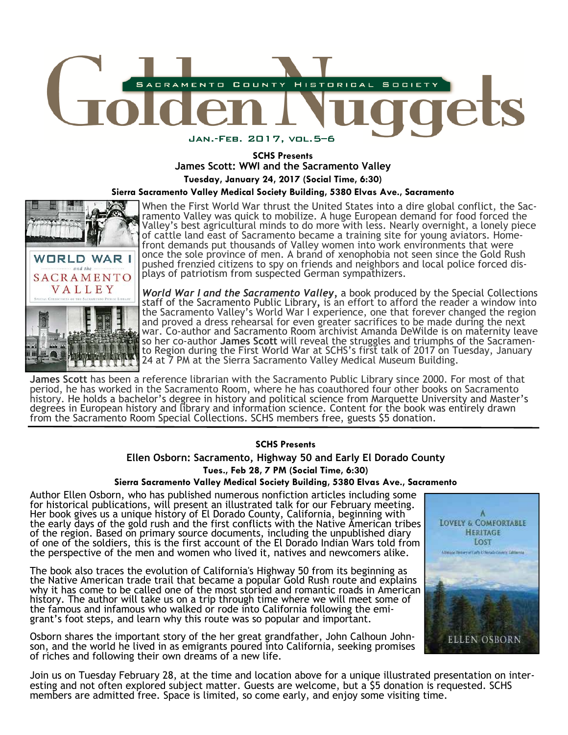# Golden Nuggets

Sacramento County Historical Society

Jan.-Feb. 2017, vol.5–6

**SCHS Presents**

## James Scott: WWI and the Sacramento Valley

**Tuesday, January 24, 2017 (Social Time, 6:30)**

**Sierra Sacramento Valley Medical Society Building, 5380 Elvas Ave., Sacramento**

When the First World War thrust the United States into a dire global conflict, the Sacramento Valley was quick to mobilize. A huge European demand for food forced the Valley's best agricultural minds to do more with less. Nearly overnight, a lonely piece of cattle land east of Sacramento became a training site for young aviators. Home-front demands put thousands of Valley women into work environments that were once the sole province of men. A brand of xenophobia not seen since the Gold Rush pushed frenzied citizens to spy on friends and neighbors and local police forced displays of patriotism from suspected German sympathizers.

***World War I and the Sacramento Valley***, a book produced by the Special Collections staff of the Sacramento Public Library, is an effort to afford the reader a window into the Sacramento Valley's World War I experience, one that forever changed the region and proved a dress rehearsal for even greater sacrifices to be made during the next war. Co-author and Sacramento Room archivist Amanda DeWilde is on maternity leave so her co-author **James Scott** will reveal the struggles and triumphs of the Sacramento Region during the First World War at SCHS's first talk of 2017 on Tuesday, January 24 at 7 PM at the Sierra Sacramento Valley Medical Museum Building.

**James Scott** has been a reference librarian with the Sacramento Public Library since 2000. For most of that period, he has worked in the Sacramento Room, where he has coauthored four other books on Sacramento history. He holds a bachelor's degree in history and political science from Marquette University and Master's degrees in European history and library and information science. Content for the book was entirely drawn from the Sacramento Room Special Collections. SCHS members free, guests $5 donation.

---

**SCHS Presents**

## Ellen Osborn: Sacramento, Highway 50 and Early El Dorado County

**Tues., Feb 28, 7 PM (Social Time, 6:30)**

**Sierra Sacramento Valley Medical Society Building, 5380 Elvas Ave., Sacramento**

Author Ellen Osborn, who has published numerous nonfiction articles including some for historical publications, will present an illustrated talk for our February meeting. Her book gives us a unique history of El Dorado County, California, beginning with the early days of the gold rush and the first conflicts with the Native American tribes of the region. Based on primary source documents, including the unpublished diary of one of the soldiers, this is the first account of the El Dorado Indian Wars told from the perspective of the men and women who lived it, natives and newcomers alike.

The book also traces the evolution of California's Highway 50 from its beginning as the Native American trade trail that became a popular Gold Rush route and explains why it has come to be called one of the most storied and romantic roads in American history. The author will take us on a trip through time where we will meet some of the famous and infamous who walked or rode into California following the emigrant's foot steps, and learn why this route was so popular and important.

Osborn shares the important story of the her great grandfather, John Calhoun Johnson, and the world he lived in as emigrants poured into California, seeking promises of riches and following their own dreams of a new life.

Join us on Tuesday February 28, at the time and location above for a unique illustrated presentation on interesting and not often explored subject matter. Guests are welcome, but a $5 donation is requested. SCHS members are admitted free. Space is limited, so come early, and enjoy some visiting time.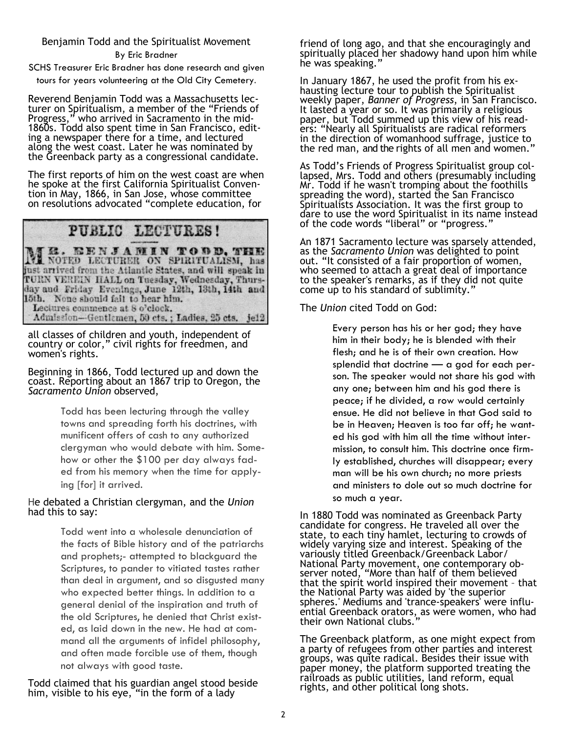## Benjamin Todd and the Spiritualist Movement

By Eric Bradner

SCHS Treasurer Eric Bradner has done research and given tours for years volunteering at the Old City Cemetery.

Reverend Benjamin Todd was a Massachusetts lecturer on Spiritualism, a member of the "Friends of Progress," who arrived in Sacramento in the mid-1860s. Todd also spent time in San Francisco, editing a newspaper there for a time, and lectured along the west coast. Later he was nominated by the Greenback party as a congressional candidate.

The first reports of him on the west coast are when he spoke at the first California Spiritualist Convention in May, 1866, in San Jose, whose committee on resolutions advocated "complete education, for all classes of children and youth, independent of country or color," civil rights for freedmen, and women's rights.

**PUBLIC LECTURES!**

MR. BENJAMIN TODD, THE NOTED LECTURER ON SPIRITUALISM, has just arrived from the Atlantic States, and will speak in TURN VEREIN HALL on Tuesday, Wednesday, Thursday and Friday Evenings, June 12th, 13th, 14th and 15th. None should fail to hear him.
Lectures commence at 8 o'clock.
Admission—Gentlemen, 50 cts.; Ladies, 25 cts. je12

Beginning in 1866, Todd lectured up and down the coast. Reporting about an 1867 trip to Oregon, the *Sacramento Union* observed,

> Todd has been lecturing through the valley towns and spreading forth his doctrines, with munificent offers of cash to any authorized clergyman who would debate with him. Somehow or other the $100 per day always faded from his memory when the time for applying [for] it arrived.

He debated a Christian clergyman, and the *Union* had this to say:

> Todd went into a wholesale denunciation of the facts of Bible history and of the patriarchs and prophets;- attempted to blackguard the Scriptures, to pander to vitiated tastes rather than deal in argument, and so disgusted many who expected better things. In addition to a general denial of the inspiration and truth of the old Scriptures, he denied that Christ existed, as laid down in the new. He had at command all the arguments of infidel philosophy, and often made forcible use of them, though not always with good taste.

Todd claimed that his guardian angel stood beside him, visible to his eye, "in the form of a lady friend of long ago, and that she encouragingly and spiritually placed her shadowy hand upon him while he was speaking."

In January 1867, he used the profit from his exhausting lecture tour to publish the Spiritualist weekly paper, *Banner of Progress*, in San Francisco. It lasted a year or so. It was primarily a religious paper, but Todd summed up this view of his readers: "Nearly all Spiritualists are radical reformers in the direction of womanhood suffrage, justice to the red man, and the rights of all men and women."

As Todd's Friends of Progress Spiritualist group collapsed, Mrs. Todd and others (presumably including Mr. Todd if he wasn't tromping about the foothills spreading the word), started the San Francisco Spiritualists Association. It was the first group to dare to use the word Spiritualist in its name instead of the code words "liberal" or "progress."

An 1871 Sacramento lecture was sparsely attended, as the *Sacramento Union* was delighted to point out. "It consisted of a fair proportion of women, who seemed to attach a great deal of importance to the speaker's remarks, as if they did not quite come up to his standard of sublimity."

The *Union* cited Todd on God:

> Every person has his or her god; they have him in their body; he is blended with their flesh; and he is of their own creation. How splendid that doctrine — a god for each person. The speaker would not share his god with any one; between him and his god there is peace; if he divided, a row would certainly ensue. He did not believe in that God said to be in Heaven; Heaven is too far off; he wanted his god with him all the time without intermission, to consult him. This doctrine once firmly established, churches will disappear; every man will be his own church; no more priests and ministers to dole out so much doctrine for so much a year.

In 1880 Todd was nominated as Greenback Party candidate for congress. He traveled all over the state, to each tiny hamlet, lecturing to crowds of widely varying size and interest. Speaking of the variously titled Greenback/Greenback Labor/National Party movement, one contemporary observer noted, "More than half of them believed that the spirit world inspired their movement – that the National Party was aided by 'the superior spheres.' Mediums and 'trance-speakers' were influential Greenback orators, as were women, who had their own National clubs."

The Greenback platform, as one might expect from a party of refugees from other parties and interest groups, was quite radical. Besides their issue with paper money, the platform supported treating the railroads as public utilities, land reform, equal rights, and other political long shots.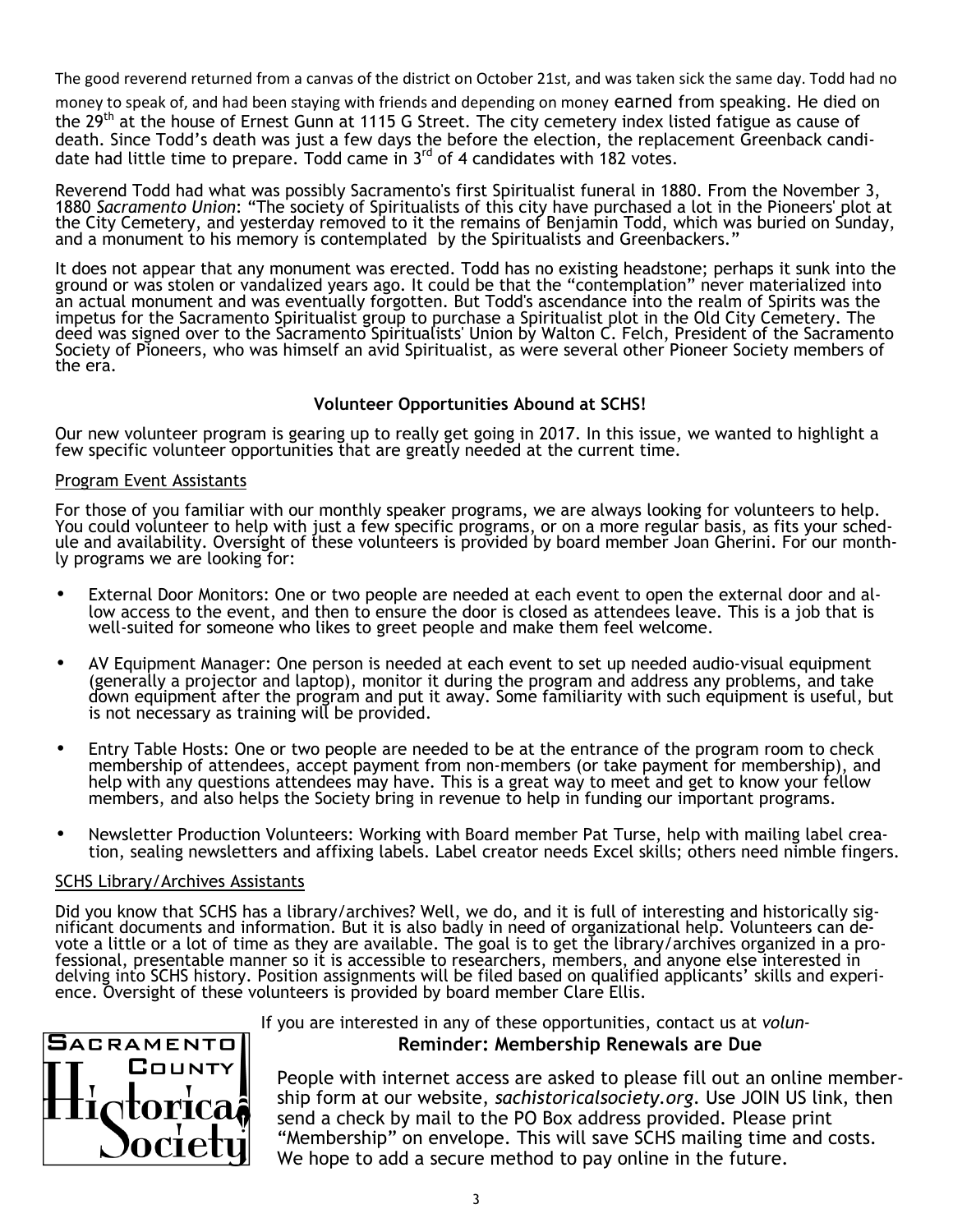The good reverend returned from a canvas of the district on October 21st, and was taken sick the same day. Todd had no money to speak of, and had been staying with friends and depending on money earned from speaking. He died on the 29th at the house of Ernest Gunn at 1115 G Street. The city cemetery index listed fatigue as cause of death. Since Todd's death was just a few days the before the election, the replacement Greenback candidate had little time to prepare. Todd came in 3rd of 4 candidates with 182 votes.

Reverend Todd had what was possibly Sacramento's first Spiritualist funeral in 1880. From the November 3, 1880 *Sacramento Union*: "The society of Spiritualists of this city have purchased a lot in the Pioneers' plot at the City Cemetery, and yesterday removed to it the remains of Benjamin Todd, which was buried on Sunday, and a monument to his memory is contemplated by the Spiritualists and Greenbackers."

It does not appear that any monument was erected. Todd has no existing headstone; perhaps it sunk into the ground or was stolen or vandalized years ago. It could be that the "contemplation" never materialized into an actual monument and was eventually forgotten. But Todd's ascendance into the realm of Spirits was the impetus for the Sacramento Spiritualist group to purchase a Spiritualist plot in the Old City Cemetery. The deed was signed over to the Sacramento Spiritualists' Union by Walton C. Felch, President of the Sacramento Society of Pioneers, who was himself an avid Spiritualist, as were several other Pioneer Society members of the era.

## Volunteer Opportunities Abound at SCHS!

Our new volunteer program is gearing up to really get going in 2017. In this issue, we wanted to highlight a few specific volunteer opportunities that are greatly needed at the current time.

### Program Event Assistants

For those of you familiar with our monthly speaker programs, we are always looking for volunteers to help. You could volunteer to help with just a few specific programs, or on a more regular basis, as fits your schedule and availability. Oversight of these volunteers is provided by board member Joan Gherini. For our monthly programs we are looking for:

- External Door Monitors: One or two people are needed at each event to open the external door and allow access to the event, and then to ensure the door is closed as attendees leave. This is a job that is well-suited for someone who likes to greet people and make them feel welcome.
- AV Equipment Manager: One person is needed at each event to set up needed audio-visual equipment (generally a projector and laptop), monitor it during the program and address any problems, and take down equipment after the program and put it away. Some familiarity with such equipment is useful, but is not necessary as training will be provided.
- Entry Table Hosts: One or two people are needed to be at the entrance of the program room to check membership of attendees, accept payment from non-members (or take payment for membership), and help with any questions attendees may have. This is a great way to meet and get to know your fellow members, and also helps the Society bring in revenue to help in funding our important programs.
- Newsletter Production Volunteers: Working with Board member Pat Turse, help with mailing label creation, sealing newsletters and affixing labels. Label creator needs Excel skills; others need nimble fingers.

### SCHS Library/Archives Assistants

Did you know that SCHS has a library/archives? Well, we do, and it is full of interesting and historically significant documents and information. But it is also badly in need of organizational help. Volunteers can devote a little or a lot of time as they are available. The goal is to get the library/archives organized in a professional, presentable manner so it is accessible to researchers, members, and anyone else interested in delving into SCHS history. Position assignments will be filed based on qualified applicants' skills and experience. Oversight of these volunteers is provided by board member Clare Ellis.

If you are interested in any of these opportunities, contact us at *volun-*

Sacramento County Historical Society

## Reminder: Membership Renewals are Due

People with internet access are asked to please fill out an online membership form at our website, *sachistoricalsociety.org*. Use JOIN US link, then send a check by mail to the PO Box address provided. Please print "Membership" on envelope. This will save SCHS mailing time and costs. We hope to add a secure method to pay online in the future.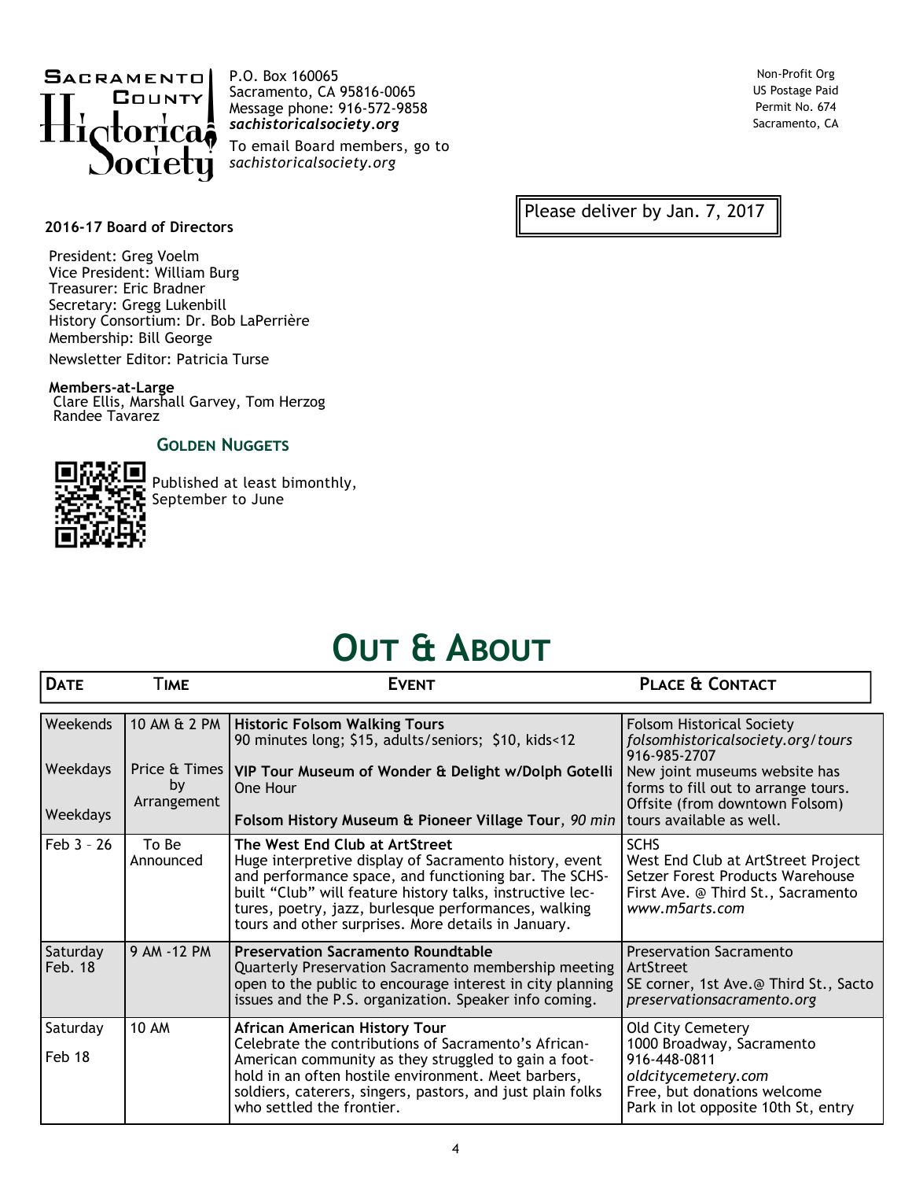**Sacramento County Historical Society**

P.O. Box 160065
Sacramento, CA 95816-0065
Message phone: 916-572-9858
***sachistoricalsociety.org***
To email Board members, go to
*sachistoricalsociety.org*

Non-Profit Org
US Postage Paid
Permit No. 674
Sacramento, CA

Please deliver by Jan. 7, 2017

**2016-17 Board of Directors**

President: Greg Voelm
Vice President: William Burg
Treasurer: Eric Bradner
Secretary: Gregg Lukenbill
History Consortium: Dr. Bob LaPerrière
Membership: Bill George
Newsletter Editor: Patricia Turse

**Members-at-Large**
Clare Ellis, Marshall Garvey, Tom Herzog
Randee Tavarez

**Golden Nuggets**

Published at least bimonthly,
September to June

# Out & About

| Date | Time | Event | Place & Contact |
|---|---|---|---|
| Weekends | 10 AM & 2 PM | **Historic Folsom Walking Tours** 90 minutes long; $15, adults/seniors; $10, kids<12 | Folsom Historical Society *folsomhistoricalsociety.org/tours* 916-985-2707 |
| Weekdays | Price & Times by Arrangement | **VIP Tour Museum of Wonder & Delight w/Dolph Gotelli** One Hour | New joint museums website has forms to fill out to arrange tours. |
| Weekdays | | **Folsom History Museum & Pioneer Village Tour**, *90 min* | Offsite (from downtown Folsom) tours available as well. |
| Feb 3 – 26 | To Be Announced | **The West End Club at ArtStreet** Huge interpretive display of Sacramento history, event and performance space, and functioning bar. The SCHS-built “Club” will feature history talks, instructive lectures, poetry, jazz, burlesque performances, walking tours and other surprises. More details in January. | SCHS West End Club at ArtStreet Project Setzer Forest Products Warehouse First Ave. @ Third St., Sacramento *www.m5arts.com* |
| Saturday Feb. 18 | 9 AM -12 PM | **Preservation Sacramento Roundtable** Quarterly Preservation Sacramento membership meeting open to the public to encourage interest in city planning issues and the P.S. organization. Speaker info coming. | Preservation Sacramento ArtStreet SE corner, 1st Ave.@ Third St., Sacto *preservationsacramento.org* |
| Saturday Feb 18 | 10 AM | **African American History Tour** Celebrate the contributions of Sacramento’s African-American community as they struggled to gain a foothold in an often hostile environment. Meet barbers, soldiers, caterers, singers, pastors, and just plain folks who settled the frontier. | Old City Cemetery 1000 Broadway, Sacramento 916-448-0811 *oldcitycemetery.com* Free, but donations welcome Park in lot opposite 10th St, entry |